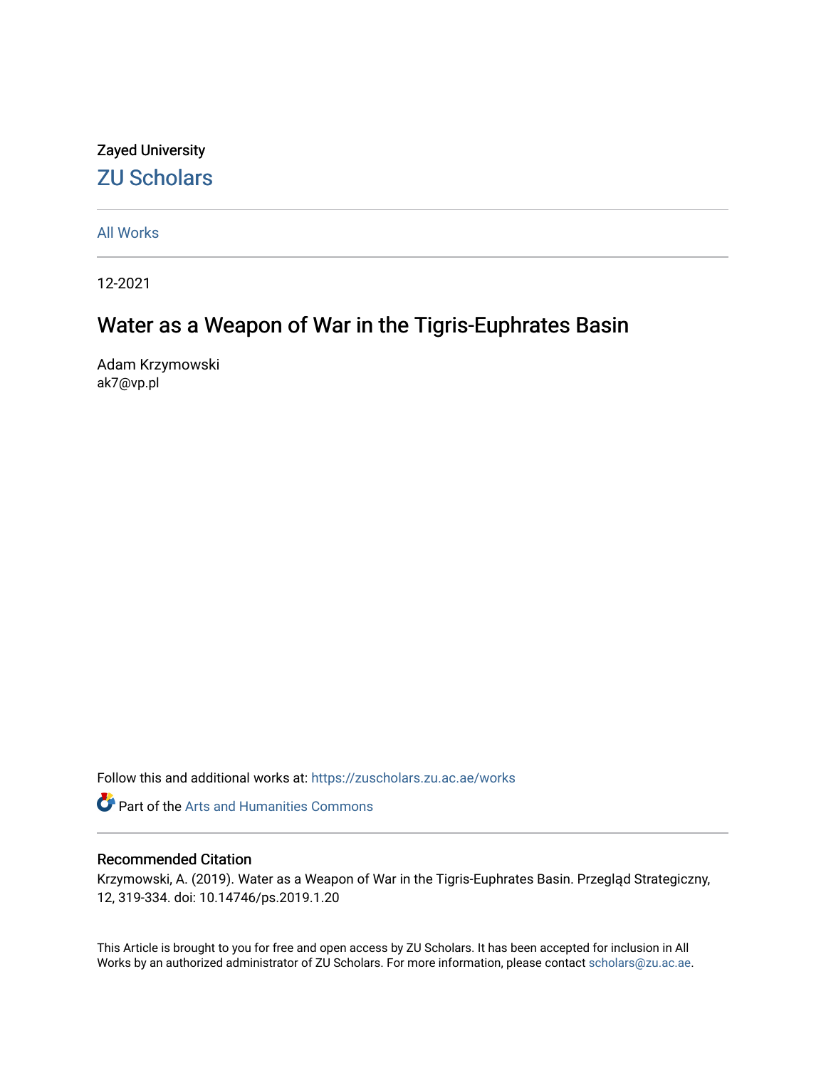Zayed University

## ZU Scholars

All Works

12-2021

# Water as a Weapon of War in the Tigris-Euphrates Basin

Adam Krzymowski
ak7@vp.pl

Follow this and additional works at: https://zuscholars.zu.ac.ae/works

Part of the Arts and Humanities Commons

## Recommended Citation

Krzymowski, A. (2019). Water as a Weapon of War in the Tigris-Euphrates Basin. Przegląd Strategiczny, 12, 319-334. doi: 10.14746/ps.2019.1.20

This Article is brought to you for free and open access by ZU Scholars. It has been accepted for inclusion in All Works by an authorized administrator of ZU Scholars. For more information, please contact scholars@zu.ac.ae.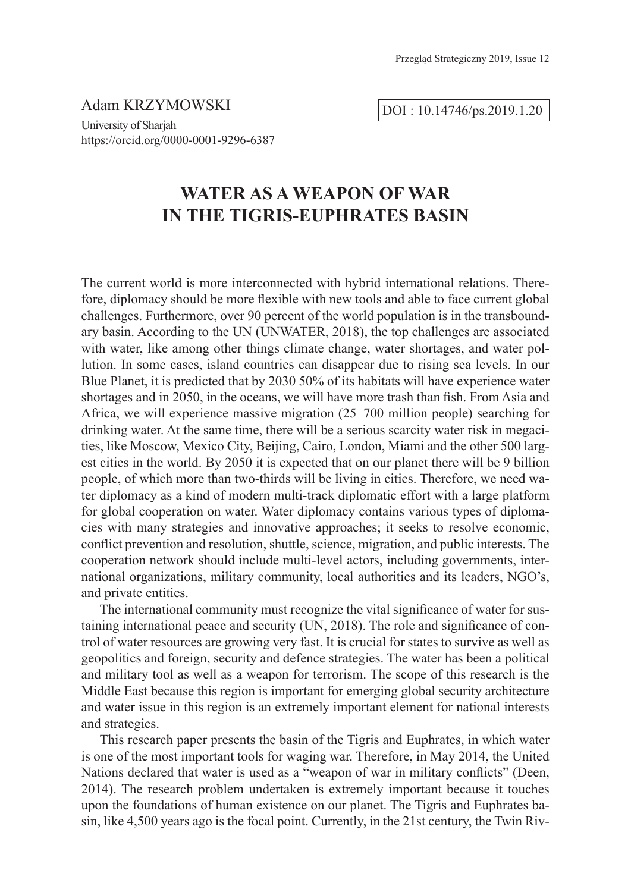Adam KRZYMOWSKI

University of Sharjah
https://orcid.org/0000-0001-9296-6387

DOI : 10.14746/ps.2019.1.20

# WATER AS A WEAPON OF WAR IN THE TIGRIS-EUPHRATES BASIN

The current world is more interconnected with hybrid international relations. Therefore, diplomacy should be more flexible with new tools and able to face current global challenges. Furthermore, over 90 percent of the world population is in the transboundary basin. According to the UN (UNWATER, 2018), the top challenges are associated with water, like among other things climate change, water shortages, and water pollution. In some cases, island countries can disappear due to rising sea levels. In our Blue Planet, it is predicted that by 2030 50% of its habitats will have experience water shortages and in 2050, in the oceans, we will have more trash than fish. From Asia and Africa, we will experience massive migration (25–700 million people) searching for drinking water. At the same time, there will be a serious scarcity water risk in megacities, like Moscow, Mexico City, Beijing, Cairo, London, Miami and the other 500 largest cities in the world. By 2050 it is expected that on our planet there will be 9 billion people, of which more than two-thirds will be living in cities. Therefore, we need water diplomacy as a kind of modern multi-track diplomatic effort with a large platform for global cooperation on water. Water diplomacy contains various types of diplomacies with many strategies and innovative approaches; it seeks to resolve economic, conflict prevention and resolution, shuttle, science, migration, and public interests. The cooperation network should include multi-level actors, including governments, international organizations, military community, local authorities and its leaders, NGO's, and private entities.

The international community must recognize the vital significance of water for sustaining international peace and security (UN, 2018). The role and significance of control of water resources are growing very fast. It is crucial for states to survive as well as geopolitics and foreign, security and defence strategies. The water has been a political and military tool as well as a weapon for terrorism. The scope of this research is the Middle East because this region is important for emerging global security architecture and water issue in this region is an extremely important element for national interests and strategies.

This research paper presents the basin of the Tigris and Euphrates, in which water is one of the most important tools for waging war. Therefore, in May 2014, the United Nations declared that water is used as a "weapon of war in military conflicts" (Deen, 2014). The research problem undertaken is extremely important because it touches upon the foundations of human existence on our planet. The Tigris and Euphrates basin, like 4,500 years ago is the focal point. Currently, in the 21st century, the Twin Riv-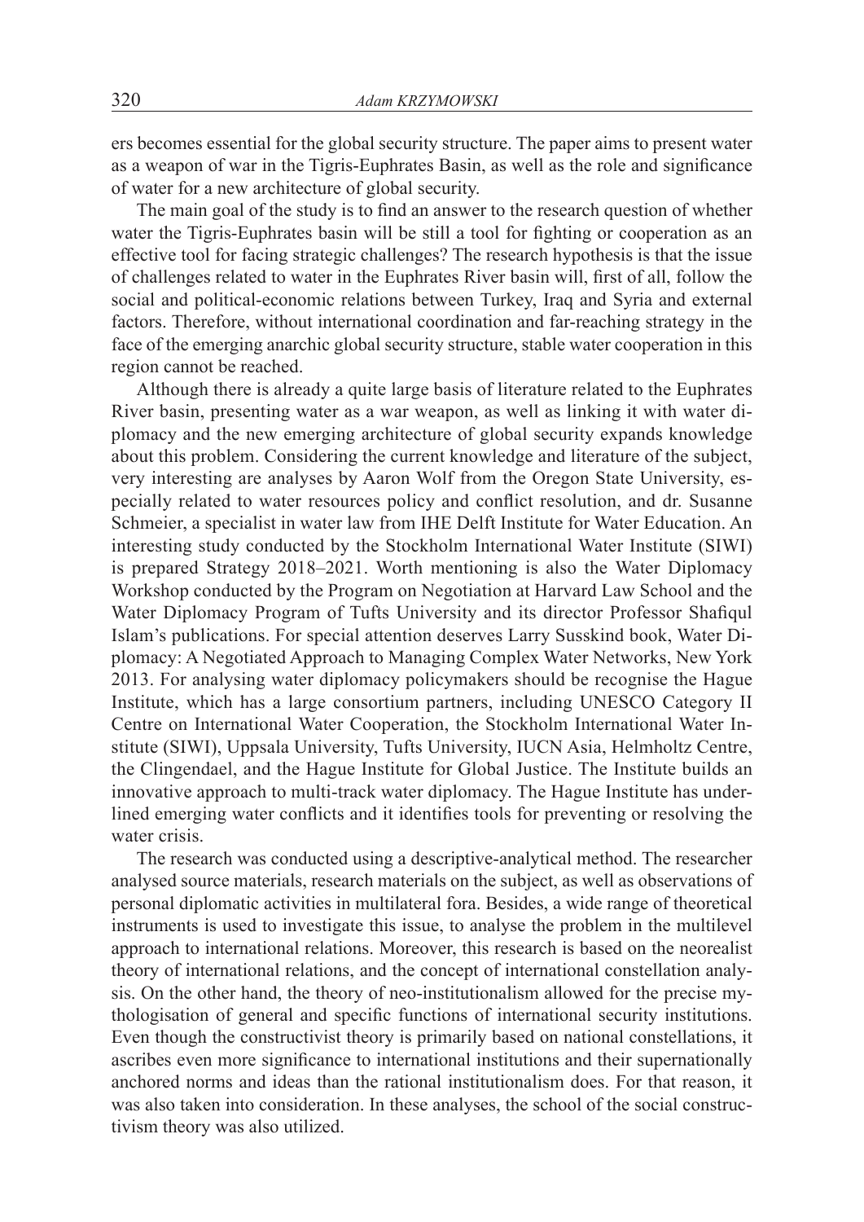ers becomes essential for the global security structure. The paper aims to present water as a weapon of war in the Tigris-Euphrates Basin, as well as the role and significance of water for a new architecture of global security.

The main goal of the study is to find an answer to the research question of whether water the Tigris-Euphrates basin will be still a tool for fighting or cooperation as an effective tool for facing strategic challenges? The research hypothesis is that the issue of challenges related to water in the Euphrates River basin will, first of all, follow the social and political-economic relations between Turkey, Iraq and Syria and external factors. Therefore, without international coordination and far-reaching strategy in the face of the emerging anarchic global security structure, stable water cooperation in this region cannot be reached.

Although there is already a quite large basis of literature related to the Euphrates River basin, presenting water as a war weapon, as well as linking it with water diplomacy and the new emerging architecture of global security expands knowledge about this problem. Considering the current knowledge and literature of the subject, very interesting are analyses by Aaron Wolf from the Oregon State University, especially related to water resources policy and conflict resolution, and dr. Susanne Schmeier, a specialist in water law from IHE Delft Institute for Water Education. An interesting study conducted by the Stockholm International Water Institute (SIWI) is prepared Strategy 2018–2021. Worth mentioning is also the Water Diplomacy Workshop conducted by the Program on Negotiation at Harvard Law School and the Water Diplomacy Program of Tufts University and its director Professor Shafiqul Islam's publications. For special attention deserves Larry Susskind book, Water Diplomacy: A Negotiated Approach to Managing Complex Water Networks, New York 2013. For analysing water diplomacy policymakers should be recognise the Hague Institute, which has a large consortium partners, including UNESCO Category II Centre on International Water Cooperation, the Stockholm International Water Institute (SIWI), Uppsala University, Tufts University, IUCN Asia, Helmholtz Centre, the Clingendael, and the Hague Institute for Global Justice. The Institute builds an innovative approach to multi-track water diplomacy. The Hague Institute has underlined emerging water conflicts and it identifies tools for preventing or resolving the water crisis.

The research was conducted using a descriptive-analytical method. The researcher analysed source materials, research materials on the subject, as well as observations of personal diplomatic activities in multilateral fora. Besides, a wide range of theoretical instruments is used to investigate this issue, to analyse the problem in the multilevel approach to international relations. Moreover, this research is based on the neorealist theory of international relations, and the concept of international constellation analysis. On the other hand, the theory of neo-institutionalism allowed for the precise mythologisation of general and specific functions of international security institutions. Even though the constructivist theory is primarily based on national constellations, it ascribes even more significance to international institutions and their supernationally anchored norms and ideas than the rational institutionalism does. For that reason, it was also taken into consideration. In these analyses, the school of the social constructivism theory was also utilized.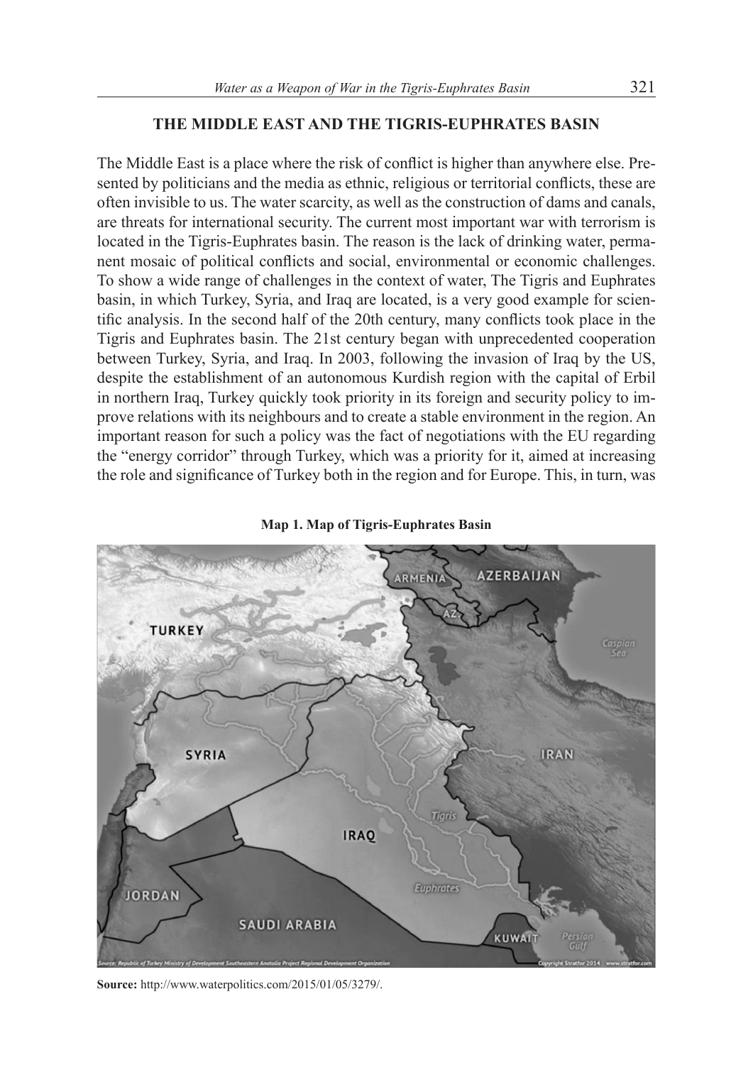## THE MIDDLE EAST AND THE TIGRIS-EUPHRATES BASIN

The Middle East is a place where the risk of conflict is higher than anywhere else. Presented by politicians and the media as ethnic, religious or territorial conflicts, these are often invisible to us. The water scarcity, as well as the construction of dams and canals, are threats for international security. The current most important war with terrorism is located in the Tigris-Euphrates basin. The reason is the lack of drinking water, permanent mosaic of political conflicts and social, environmental or economic challenges. To show a wide range of challenges in the context of water, The Tigris and Euphrates basin, in which Turkey, Syria, and Iraq are located, is a very good example for scientific analysis. In the second half of the 20th century, many conflicts took place in the Tigris and Euphrates basin. The 21st century began with unprecedented cooperation between Turkey, Syria, and Iraq. In 2003, following the invasion of Iraq by the US, despite the establishment of an autonomous Kurdish region with the capital of Erbil in northern Iraq, Turkey quickly took priority in its foreign and security policy to improve relations with its neighbours and to create a stable environment in the region. An important reason for such a policy was the fact of negotiations with the EU regarding the "energy corridor" through Turkey, which was a priority for it, aimed at increasing the role and significance of Turkey both in the region and for Europe. This, in turn, was

**Map 1. Map of Tigris-Euphrates Basin**

**Source:** http://www.waterpolitics.com/2015/01/05/3279/.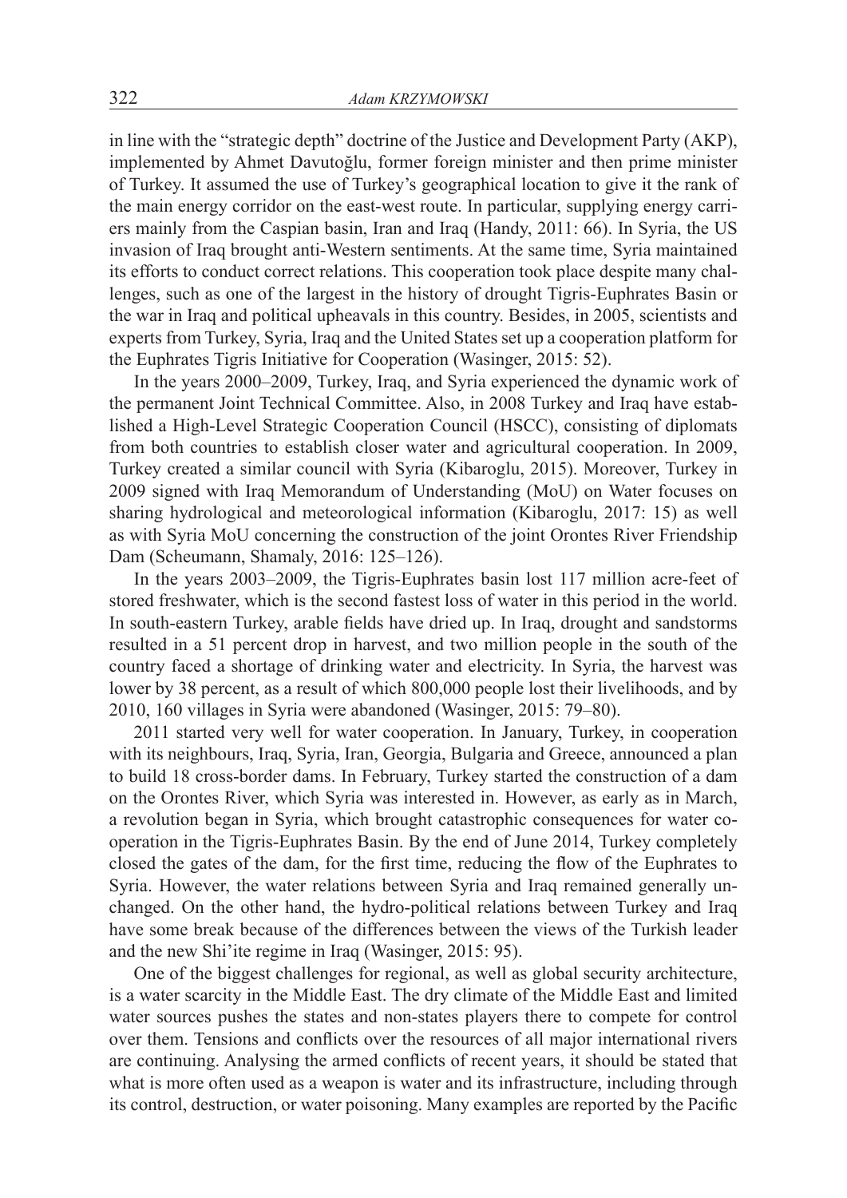in line with the "strategic depth" doctrine of the Justice and Development Party (AKP), implemented by Ahmet Davutoğlu, former foreign minister and then prime minister of Turkey. It assumed the use of Turkey's geographical location to give it the rank of the main energy corridor on the east-west route. In particular, supplying energy carriers mainly from the Caspian basin, Iran and Iraq (Handy, 2011: 66). In Syria, the US invasion of Iraq brought anti-Western sentiments. At the same time, Syria maintained its efforts to conduct correct relations. This cooperation took place despite many challenges, such as one of the largest in the history of drought Tigris-Euphrates Basin or the war in Iraq and political upheavals in this country. Besides, in 2005, scientists and experts from Turkey, Syria, Iraq and the United States set up a cooperation platform for the Euphrates Tigris Initiative for Cooperation (Wasinger, 2015: 52).

In the years 2000–2009, Turkey, Iraq, and Syria experienced the dynamic work of the permanent Joint Technical Committee. Also, in 2008 Turkey and Iraq have established a High-Level Strategic Cooperation Council (HSCC), consisting of diplomats from both countries to establish closer water and agricultural cooperation. In 2009, Turkey created a similar council with Syria (Kibaroglu, 2015). Moreover, Turkey in 2009 signed with Iraq Memorandum of Understanding (MoU) on Water focuses on sharing hydrological and meteorological information (Kibaroglu, 2017: 15) as well as with Syria MoU concerning the construction of the joint Orontes River Friendship Dam (Scheumann, Shamaly, 2016: 125–126).

In the years 2003–2009, the Tigris-Euphrates basin lost 117 million acre-feet of stored freshwater, which is the second fastest loss of water in this period in the world. In south-eastern Turkey, arable fields have dried up. In Iraq, drought and sandstorms resulted in a 51 percent drop in harvest, and two million people in the south of the country faced a shortage of drinking water and electricity. In Syria, the harvest was lower by 38 percent, as a result of which 800,000 people lost their livelihoods, and by 2010, 160 villages in Syria were abandoned (Wasinger, 2015: 79–80).

2011 started very well for water cooperation. In January, Turkey, in cooperation with its neighbours, Iraq, Syria, Iran, Georgia, Bulgaria and Greece, announced a plan to build 18 cross-border dams. In February, Turkey started the construction of a dam on the Orontes River, which Syria was interested in. However, as early as in March, a revolution began in Syria, which brought catastrophic consequences for water cooperation in the Tigris-Euphrates Basin. By the end of June 2014, Turkey completely closed the gates of the dam, for the first time, reducing the flow of the Euphrates to Syria. However, the water relations between Syria and Iraq remained generally unchanged. On the other hand, the hydro-political relations between Turkey and Iraq have some break because of the differences between the views of the Turkish leader and the new Shi'ite regime in Iraq (Wasinger, 2015: 95).

One of the biggest challenges for regional, as well as global security architecture, is a water scarcity in the Middle East. The dry climate of the Middle East and limited water sources pushes the states and non-states players there to compete for control over them. Tensions and conflicts over the resources of all major international rivers are continuing. Analysing the armed conflicts of recent years, it should be stated that what is more often used as a weapon is water and its infrastructure, including through its control, destruction, or water poisoning. Many examples are reported by the Pacific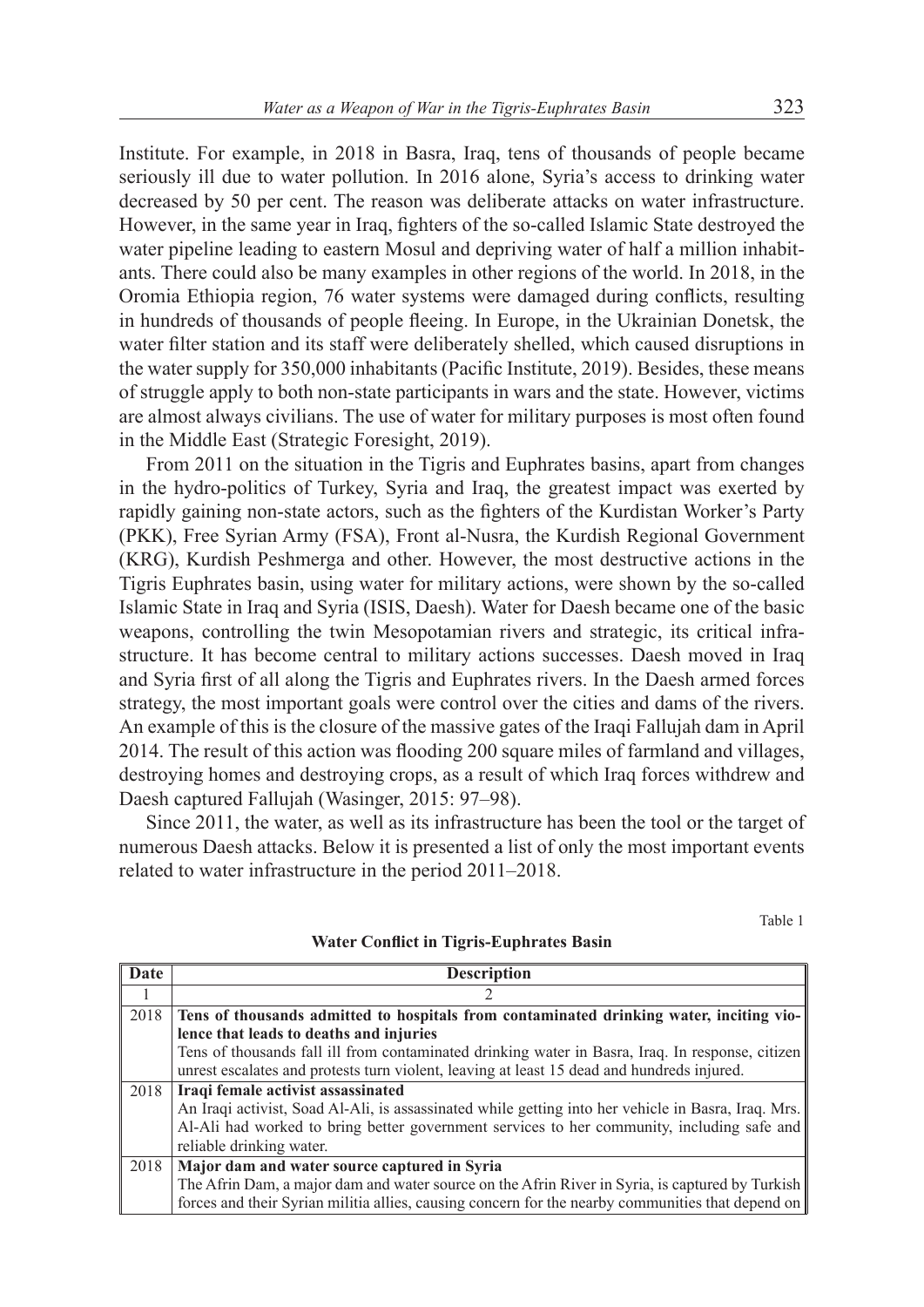Institute. For example, in 2018 in Basra, Iraq, tens of thousands of people became seriously ill due to water pollution. In 2016 alone, Syria's access to drinking water decreased by 50 per cent. The reason was deliberate attacks on water infrastructure. However, in the same year in Iraq, fighters of the so-called Islamic State destroyed the water pipeline leading to eastern Mosul and depriving water of half a million inhabitants. There could also be many examples in other regions of the world. In 2018, in the Oromia Ethiopia region, 76 water systems were damaged during conflicts, resulting in hundreds of thousands of people fleeing. In Europe, in the Ukrainian Donetsk, the water filter station and its staff were deliberately shelled, which caused disruptions in the water supply for 350,000 inhabitants (Pacific Institute, 2019). Besides, these means of struggle apply to both non-state participants in wars and the state. However, victims are almost always civilians. The use of water for military purposes is most often found in the Middle East (Strategic Foresight, 2019).

From 2011 on the situation in the Tigris and Euphrates basins, apart from changes in the hydro-politics of Turkey, Syria and Iraq, the greatest impact was exerted by rapidly gaining non-state actors, such as the fighters of the Kurdistan Worker's Party (PKK), Free Syrian Army (FSA), Front al-Nusra, the Kurdish Regional Government (KRG), Kurdish Peshmerga and other. However, the most destructive actions in the Tigris Euphrates basin, using water for military actions, were shown by the so-called Islamic State in Iraq and Syria (ISIS, Daesh). Water for Daesh became one of the basic weapons, controlling the twin Mesopotamian rivers and strategic, its critical infrastructure. It has become central to military actions successes. Daesh moved in Iraq and Syria first of all along the Tigris and Euphrates rivers. In the Daesh armed forces strategy, the most important goals were control over the cities and dams of the rivers. An example of this is the closure of the massive gates of the Iraqi Fallujah dam in April 2014. The result of this action was flooding 200 square miles of farmland and villages, destroying homes and destroying crops, as a result of which Iraq forces withdrew and Daesh captured Fallujah (Wasinger, 2015: 97–98).

Since 2011, the water, as well as its infrastructure has been the tool or the target of numerous Daesh attacks. Below it is presented a list of only the most important events related to water infrastructure in the period 2011–2018.

Table 1

**Water Conflict in Tigris-Euphrates Basin**

| Date | Description |
|---|---|
| 1 | 2 |
| 2018 | **Tens of thousands admitted to hospitals from contaminated drinking water, inciting violence that leads to deaths and injuries**<br>Tens of thousands fall ill from contaminated drinking water in Basra, Iraq. In response, citizen unrest escalates and protests turn violent, leaving at least 15 dead and hundreds injured. |
| 2018 | **Iraqi female activist assassinated**<br>An Iraqi activist, Soad Al-Ali, is assassinated while getting into her vehicle in Basra, Iraq. Mrs. Al-Ali had worked to bring better government services to her community, including safe and reliable drinking water. |
| 2018 | **Major dam and water source captured in Syria**<br>The Afrin Dam, a major dam and water source on the Afrin River in Syria, is captured by Turkish forces and their Syrian militia allies, causing concern for the nearby communities that depend on |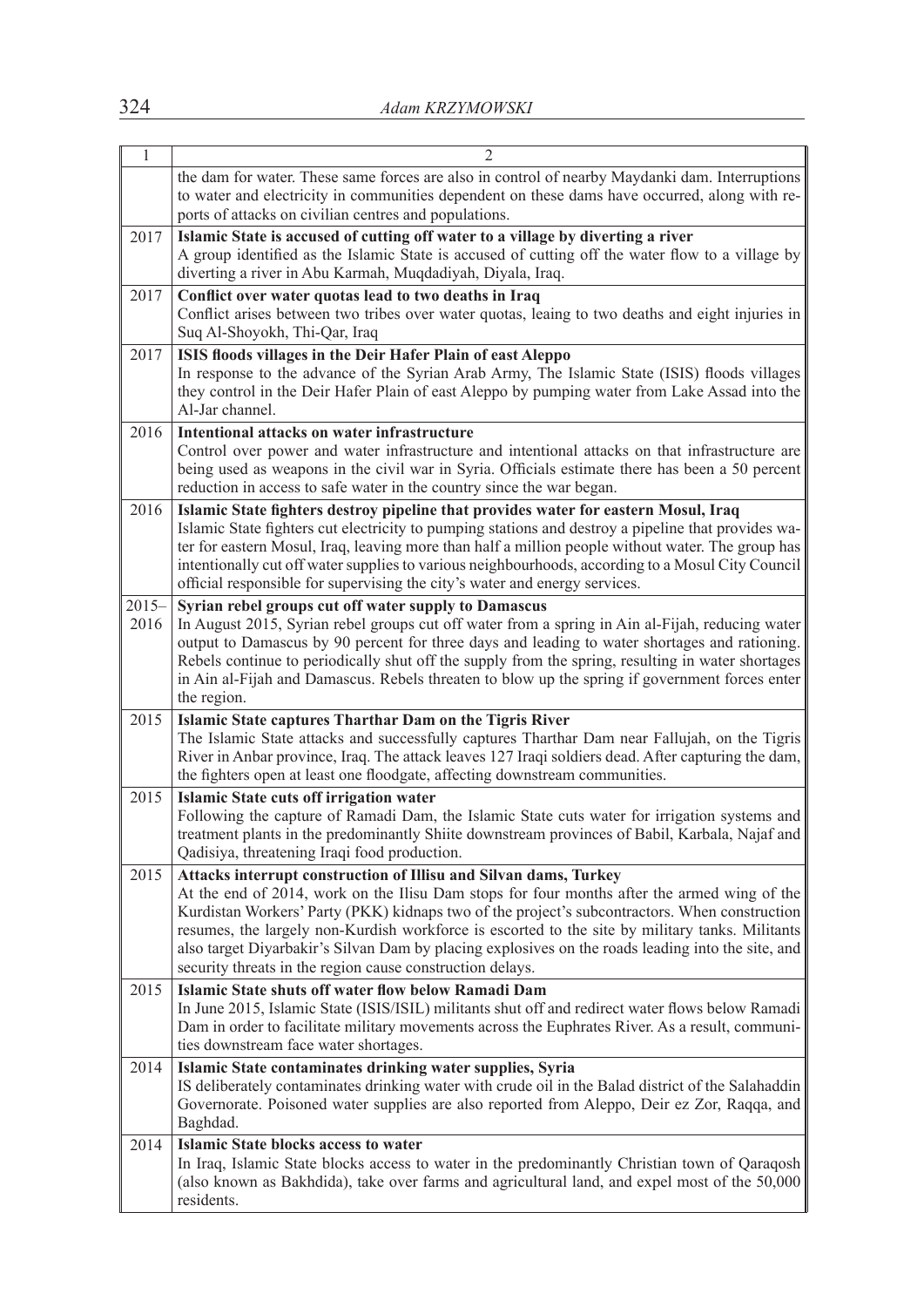| 1 | 2 |
|---|---|
| | the dam for water. These same forces are also in control of nearby Maydanki dam. Interruptions to water and electricity in communities dependent on these dams have occurred, along with reports of attacks on civilian centres and populations. |
| 2017 | **Islamic State is accused of cutting off water to a village by diverting a river** A group identified as the Islamic State is accused of cutting off the water flow to a village by diverting a river in Abu Karmah, Muqdadiyah, Diyala, Iraq. |
| 2017 | **Conflict over water quotas lead to two deaths in Iraq** Conflict arises between two tribes over water quotas, leaing to two deaths and eight injuries in Suq Al-Shoyokh, Thi-Qar, Iraq |
| 2017 | **ISIS floods villages in the Deir Hafer Plain of east Aleppo** In response to the advance of the Syrian Arab Army, The Islamic State (ISIS) floods villages they control in the Deir Hafer Plain of east Aleppo by pumping water from Lake Assad into the Al-Jar channel. |
| 2016 | **Intentional attacks on water infrastructure** Control over power and water infrastructure and intentional attacks on that infrastructure are being used as weapons in the civil war in Syria. Officials estimate there has been a 50 percent reduction in access to safe water in the country since the war began. |
| 2016 | **Islamic State fighters destroy pipeline that provides water for eastern Mosul, Iraq** Islamic State fighters cut electricity to pumping stations and destroy a pipeline that provides water for eastern Mosul, Iraq, leaving more than half a million people without water. The group has intentionally cut off water supplies to various neighbourhoods, according to a Mosul City Council official responsible for supervising the city's water and energy services. |
| 2015–2016 | **Syrian rebel groups cut off water supply to Damascus** In August 2015, Syrian rebel groups cut off water from a spring in Ain al-Fijah, reducing water output to Damascus by 90 percent for three days and leading to water shortages and rationing. Rebels continue to periodically shut off the supply from the spring, resulting in water shortages in Ain al-Fijah and Damascus. Rebels threaten to blow up the spring if government forces enter the region. |
| 2015 | **Islamic State captures Tharthar Dam on the Tigris River** The Islamic State attacks and successfully captures Tharthar Dam near Fallujah, on the Tigris River in Anbar province, Iraq. The attack leaves 127 Iraqi soldiers dead. After capturing the dam, the fighters open at least one floodgate, affecting downstream communities. |
| 2015 | **Islamic State cuts off irrigation water** Following the capture of Ramadi Dam, the Islamic State cuts water for irrigation systems and treatment plants in the predominantly Shiite downstream provinces of Babil, Karbala, Najaf and Qadisiya, threatening Iraqi food production. |
| 2015 | **Attacks interrupt construction of Illisu and Silvan dams, Turkey** At the end of 2014, work on the Ilisu Dam stops for four months after the armed wing of the Kurdistan Workers' Party (PKK) kidnaps two of the project's subcontractors. When construction resumes, the largely non-Kurdish workforce is escorted to the site by military tanks. Militants also target Diyarbakir's Silvan Dam by placing explosives on the roads leading into the site, and security threats in the region cause construction delays. |
| 2015 | **Islamic State shuts off water flow below Ramadi Dam** In June 2015, Islamic State (ISIS/ISIL) militants shut off and redirect water flows below Ramadi Dam in order to facilitate military movements across the Euphrates River. As a result, communities downstream face water shortages. |
| 2014 | **Islamic State contaminates drinking water supplies, Syria** IS deliberately contaminates drinking water with crude oil in the Balad district of the Salahaddin Governorate. Poisoned water supplies are also reported from Aleppo, Deir ez Zor, Raqqa, and Baghdad. |
| 2014 | **Islamic State blocks access to water** In Iraq, Islamic State blocks access to water in the predominantly Christian town of Qaraqosh (also known as Bakhdida), take over farms and agricultural land, and expel most of the 50,000 residents. |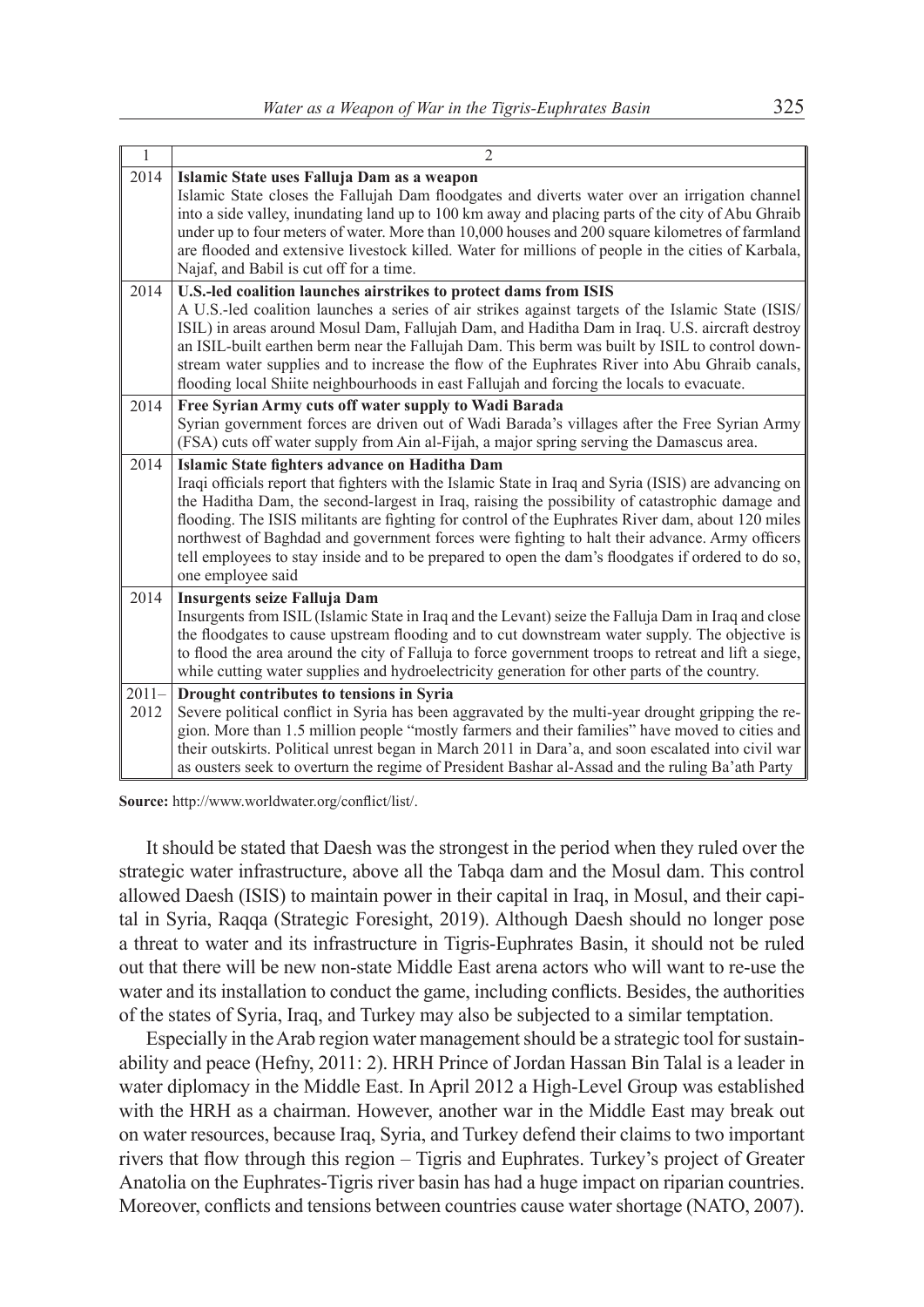| 1 | 2 |
|---|---|
| 2014 | **Islamic State uses Falluja Dam as a weapon** Islamic State closes the Fallujah Dam floodgates and diverts water over an irrigation channel into a side valley, inundating land up to 100 km away and placing parts of the city of Abu Ghraib under up to four meters of water. More than 10,000 houses and 200 square kilometres of farmland are flooded and extensive livestock killed. Water for millions of people in the cities of Karbala, Najaf, and Babil is cut off for a time. |
| 2014 | **U.S.-led coalition launches airstrikes to protect dams from ISIS** A U.S.-led coalition launches a series of air strikes against targets of the Islamic State (ISIS/ISIL) in areas around Mosul Dam, Fallujah Dam, and Haditha Dam in Iraq. U.S. aircraft destroy an ISIL-built earthen berm near the Fallujah Dam. This berm was built by ISIL to control downstream water supplies and to increase the flow of the Euphrates River into Abu Ghraib canals, flooding local Shiite neighbourhoods in east Fallujah and forcing the locals to evacuate. |
| 2014 | **Free Syrian Army cuts off water supply to Wadi Barada** Syrian government forces are driven out of Wadi Barada's villages after the Free Syrian Army (FSA) cuts off water supply from Ain al-Fijah, a major spring serving the Damascus area. |
| 2014 | **Islamic State fighters advance on Haditha Dam** Iraqi officials report that fighters with the Islamic State in Iraq and Syria (ISIS) are advancing on the Haditha Dam, the second-largest in Iraq, raising the possibility of catastrophic damage and flooding. The ISIS militants are fighting for control of the Euphrates River dam, about 120 miles northwest of Baghdad and government forces were fighting to halt their advance. Army officers tell employees to stay inside and to be prepared to open the dam's floodgates if ordered to do so, one employee said |
| 2014 | **Insurgents seize Falluja Dam** Insurgents from ISIL (Islamic State in Iraq and the Levant) seize the Falluja Dam in Iraq and close the floodgates to cause upstream flooding and to cut downstream water supply. The objective is to flood the area around the city of Falluja to force government troops to retreat and lift a siege, while cutting water supplies and hydroelectricity generation for other parts of the country. |
| 2011–2012 | **Drought contributes to tensions in Syria** Severe political conflict in Syria has been aggravated by the multi-year drought gripping the region. More than 1.5 million people "mostly farmers and their families" have moved to cities and their outskirts. Political unrest began in March 2011 in Dara'a, and soon escalated into civil war as ousters seek to overturn the regime of President Bashar al-Assad and the ruling Ba'ath Party |

**Source:** http://www.worldwater.org/conflict/list/.

It should be stated that Daesh was the strongest in the period when they ruled over the strategic water infrastructure, above all the Tabqa dam and the Mosul dam. This control allowed Daesh (ISIS) to maintain power in their capital in Iraq, in Mosul, and their capital in Syria, Raqqa (Strategic Foresight, 2019). Although Daesh should no longer pose a threat to water and its infrastructure in Tigris-Euphrates Basin, it should not be ruled out that there will be new non-state Middle East arena actors who will want to re-use the water and its installation to conduct the game, including conflicts. Besides, the authorities of the states of Syria, Iraq, and Turkey may also be subjected to a similar temptation.

Especially in the Arab region water management should be a strategic tool for sustainability and peace (Hefny, 2011: 2). HRH Prince of Jordan Hassan Bin Talal is a leader in water diplomacy in the Middle East. In April 2012 a High-Level Group was established with the HRH as a chairman. However, another war in the Middle East may break out on water resources, because Iraq, Syria, and Turkey defend their claims to two important rivers that flow through this region – Tigris and Euphrates. Turkey's project of Greater Anatolia on the Euphrates-Tigris river basin has had a huge impact on riparian countries. Moreover, conflicts and tensions between countries cause water shortage (NATO, 2007).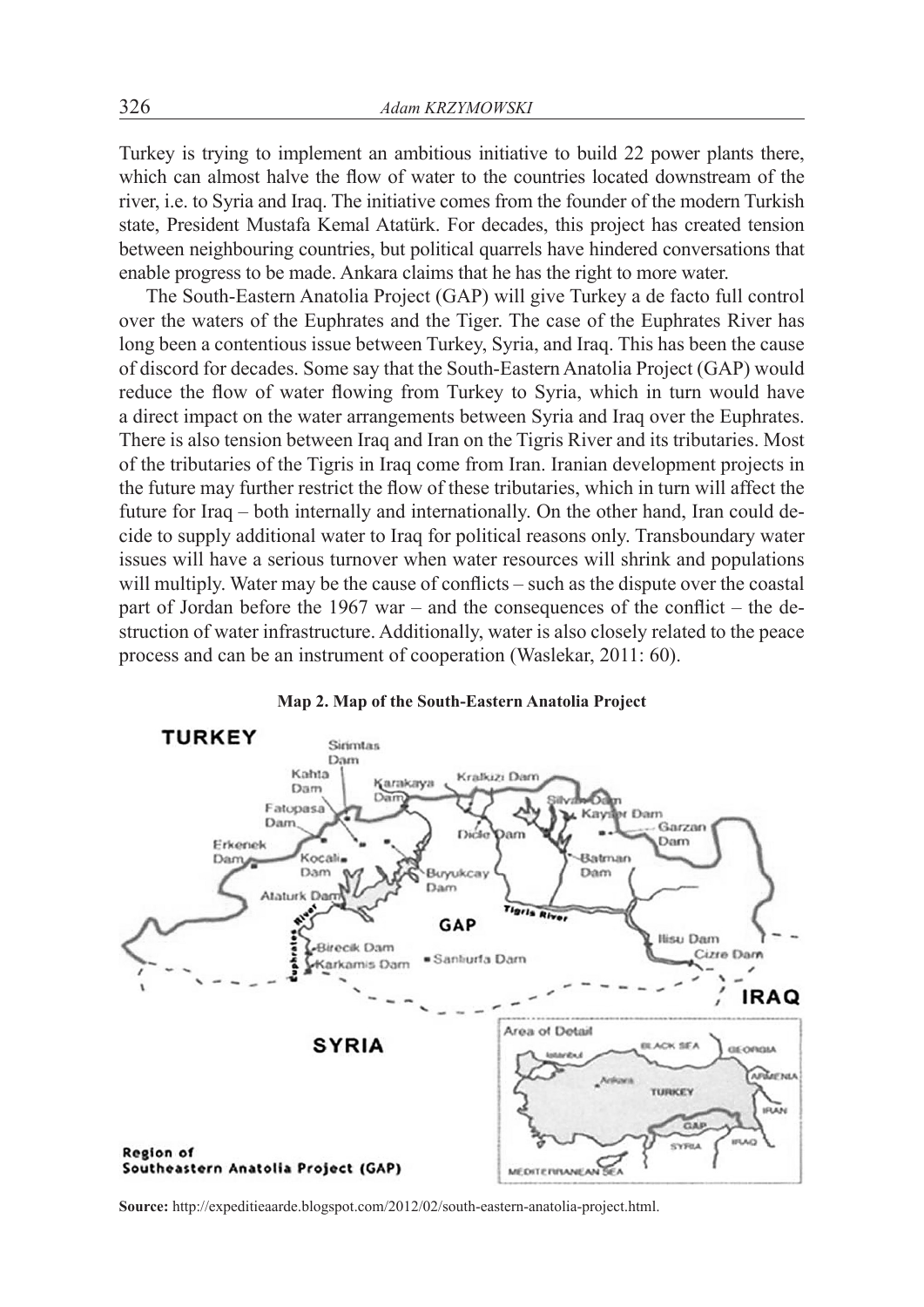Turkey is trying to implement an ambitious initiative to build 22 power plants there, which can almost halve the flow of water to the countries located downstream of the river, i.e. to Syria and Iraq. The initiative comes from the founder of the modern Turkish state, President Mustafa Kemal Atatürk. For decades, this project has created tension between neighbouring countries, but political quarrels have hindered conversations that enable progress to be made. Ankara claims that he has the right to more water.

The South-Eastern Anatolia Project (GAP) will give Turkey a de facto full control over the waters of the Euphrates and the Tiger. The case of the Euphrates River has long been a contentious issue between Turkey, Syria, and Iraq. This has been the cause of discord for decades. Some say that the South-Eastern Anatolia Project (GAP) would reduce the flow of water flowing from Turkey to Syria, which in turn would have a direct impact on the water arrangements between Syria and Iraq over the Euphrates. There is also tension between Iraq and Iran on the Tigris River and its tributaries. Most of the tributaries of the Tigris in Iraq come from Iran. Iranian development projects in the future may further restrict the flow of these tributaries, which in turn will affect the future for Iraq – both internally and internationally. On the other hand, Iran could decide to supply additional water to Iraq for political reasons only. Transboundary water issues will have a serious turnover when water resources will shrink and populations will multiply. Water may be the cause of conflicts – such as the dispute over the coastal part of Jordan before the 1967 war – and the consequences of the conflict – the destruction of water infrastructure. Additionally, water is also closely related to the peace process and can be an instrument of cooperation (Waslekar, 2011: 60).

**Map 2. Map of the South-Eastern Anatolia Project**

**Source:** http://expeditieaarde.blogspot.com/2012/02/south-eastern-anatolia-project.html.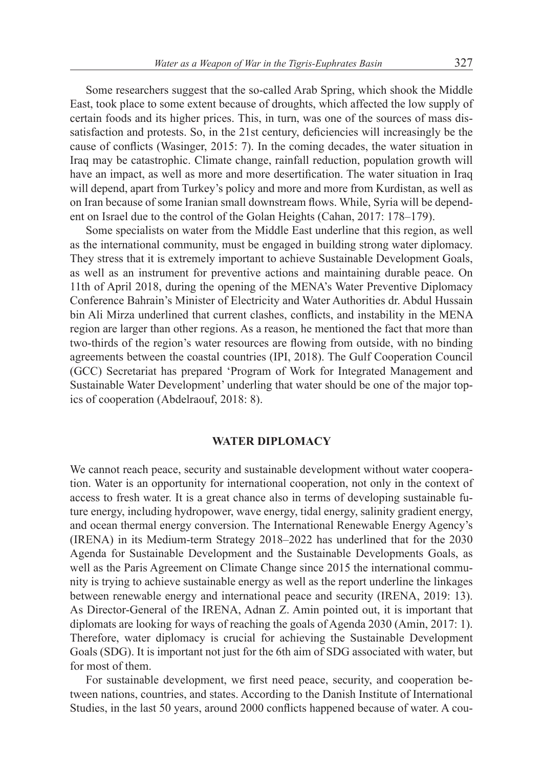Some researchers suggest that the so-called Arab Spring, which shook the Middle East, took place to some extent because of droughts, which affected the low supply of certain foods and its higher prices. This, in turn, was one of the sources of mass dissatisfaction and protests. So, in the 21st century, deficiencies will increasingly be the cause of conflicts (Wasinger, 2015: 7). In the coming decades, the water situation in Iraq may be catastrophic. Climate change, rainfall reduction, population growth will have an impact, as well as more and more desertification. The water situation in Iraq will depend, apart from Turkey's policy and more and more from Kurdistan, as well as on Iran because of some Iranian small downstream flows. While, Syria will be dependent on Israel due to the control of the Golan Heights (Cahan, 2017: 178–179).

Some specialists on water from the Middle East underline that this region, as well as the international community, must be engaged in building strong water diplomacy. They stress that it is extremely important to achieve Sustainable Development Goals, as well as an instrument for preventive actions and maintaining durable peace. On 11th of April 2018, during the opening of the MENA's Water Preventive Diplomacy Conference Bahrain's Minister of Electricity and Water Authorities dr. Abdul Hussain bin Ali Mirza underlined that current clashes, conflicts, and instability in the MENA region are larger than other regions. As a reason, he mentioned the fact that more than two-thirds of the region's water resources are flowing from outside, with no binding agreements between the coastal countries (IPI, 2018). The Gulf Cooperation Council (GCC) Secretariat has prepared 'Program of Work for Integrated Management and Sustainable Water Development' underling that water should be one of the major topics of cooperation (Abdelraouf, 2018: 8).

## WATER DIPLOMACY

We cannot reach peace, security and sustainable development without water cooperation. Water is an opportunity for international cooperation, not only in the context of access to fresh water. It is a great chance also in terms of developing sustainable future energy, including hydropower, wave energy, tidal energy, salinity gradient energy, and ocean thermal energy conversion. The International Renewable Energy Agency's (IRENA) in its Medium-term Strategy 2018–2022 has underlined that for the 2030 Agenda for Sustainable Development and the Sustainable Developments Goals, as well as the Paris Agreement on Climate Change since 2015 the international community is trying to achieve sustainable energy as well as the report underline the linkages between renewable energy and international peace and security (IRENA, 2019: 13). As Director-General of the IRENA, Adnan Z. Amin pointed out, it is important that diplomats are looking for ways of reaching the goals of Agenda 2030 (Amin, 2017: 1). Therefore, water diplomacy is crucial for achieving the Sustainable Development Goals (SDG). It is important not just for the 6th aim of SDG associated with water, but for most of them.

For sustainable development, we first need peace, security, and cooperation between nations, countries, and states. According to the Danish Institute of International Studies, in the last 50 years, around 2000 conflicts happened because of water. A cou-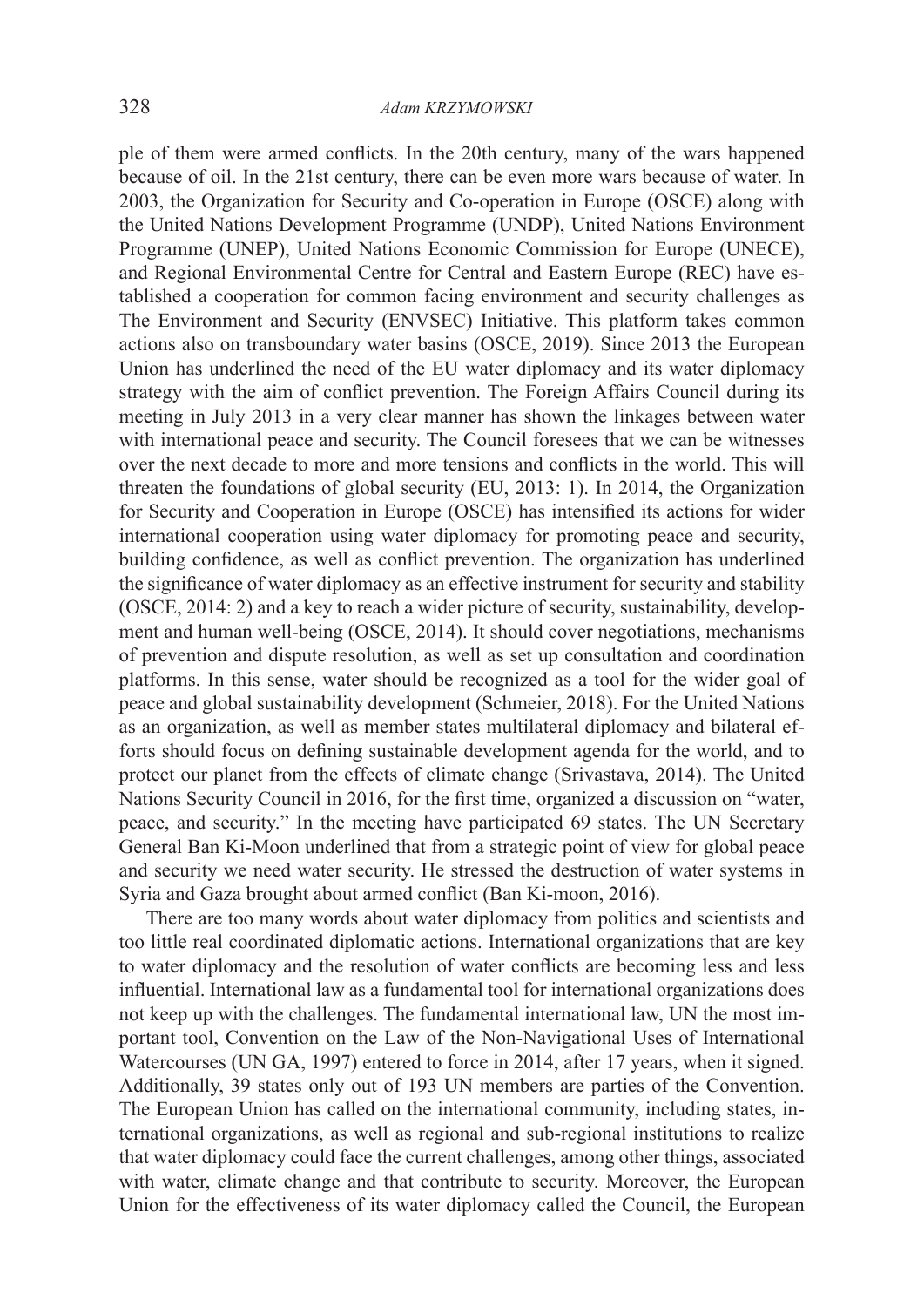ple of them were armed conflicts. In the 20th century, many of the wars happened because of oil. In the 21st century, there can be even more wars because of water. In 2003, the Organization for Security and Co-operation in Europe (OSCE) along with the United Nations Development Programme (UNDP), United Nations Environment Programme (UNEP), United Nations Economic Commission for Europe (UNECE), and Regional Environmental Centre for Central and Eastern Europe (REC) have established a cooperation for common facing environment and security challenges as The Environment and Security (ENVSEC) Initiative. This platform takes common actions also on transboundary water basins (OSCE, 2019). Since 2013 the European Union has underlined the need of the EU water diplomacy and its water diplomacy strategy with the aim of conflict prevention. The Foreign Affairs Council during its meeting in July 2013 in a very clear manner has shown the linkages between water with international peace and security. The Council foresees that we can be witnesses over the next decade to more and more tensions and conflicts in the world. This will threaten the foundations of global security (EU, 2013: 1). In 2014, the Organization for Security and Cooperation in Europe (OSCE) has intensified its actions for wider international cooperation using water diplomacy for promoting peace and security, building confidence, as well as conflict prevention. The organization has underlined the significance of water diplomacy as an effective instrument for security and stability (OSCE, 2014: 2) and a key to reach a wider picture of security, sustainability, development and human well-being (OSCE, 2014). It should cover negotiations, mechanisms of prevention and dispute resolution, as well as set up consultation and coordination platforms. In this sense, water should be recognized as a tool for the wider goal of peace and global sustainability development (Schmeier, 2018). For the United Nations as an organization, as well as member states multilateral diplomacy and bilateral efforts should focus on defining sustainable development agenda for the world, and to protect our planet from the effects of climate change (Srivastava, 2014). The United Nations Security Council in 2016, for the first time, organized a discussion on "water, peace, and security." In the meeting have participated 69 states. The UN Secretary General Ban Ki-Moon underlined that from a strategic point of view for global peace and security we need water security. He stressed the destruction of water systems in Syria and Gaza brought about armed conflict (Ban Ki-moon, 2016).

There are too many words about water diplomacy from politics and scientists and too little real coordinated diplomatic actions. International organizations that are key to water diplomacy and the resolution of water conflicts are becoming less and less influential. International law as a fundamental tool for international organizations does not keep up with the challenges. The fundamental international law, UN the most important tool, Convention on the Law of the Non-Navigational Uses of International Watercourses (UN GA, 1997) entered to force in 2014, after 17 years, when it signed. Additionally, 39 states only out of 193 UN members are parties of the Convention. The European Union has called on the international community, including states, international organizations, as well as regional and sub-regional institutions to realize that water diplomacy could face the current challenges, among other things, associated with water, climate change and that contribute to security. Moreover, the European Union for the effectiveness of its water diplomacy called the Council, the European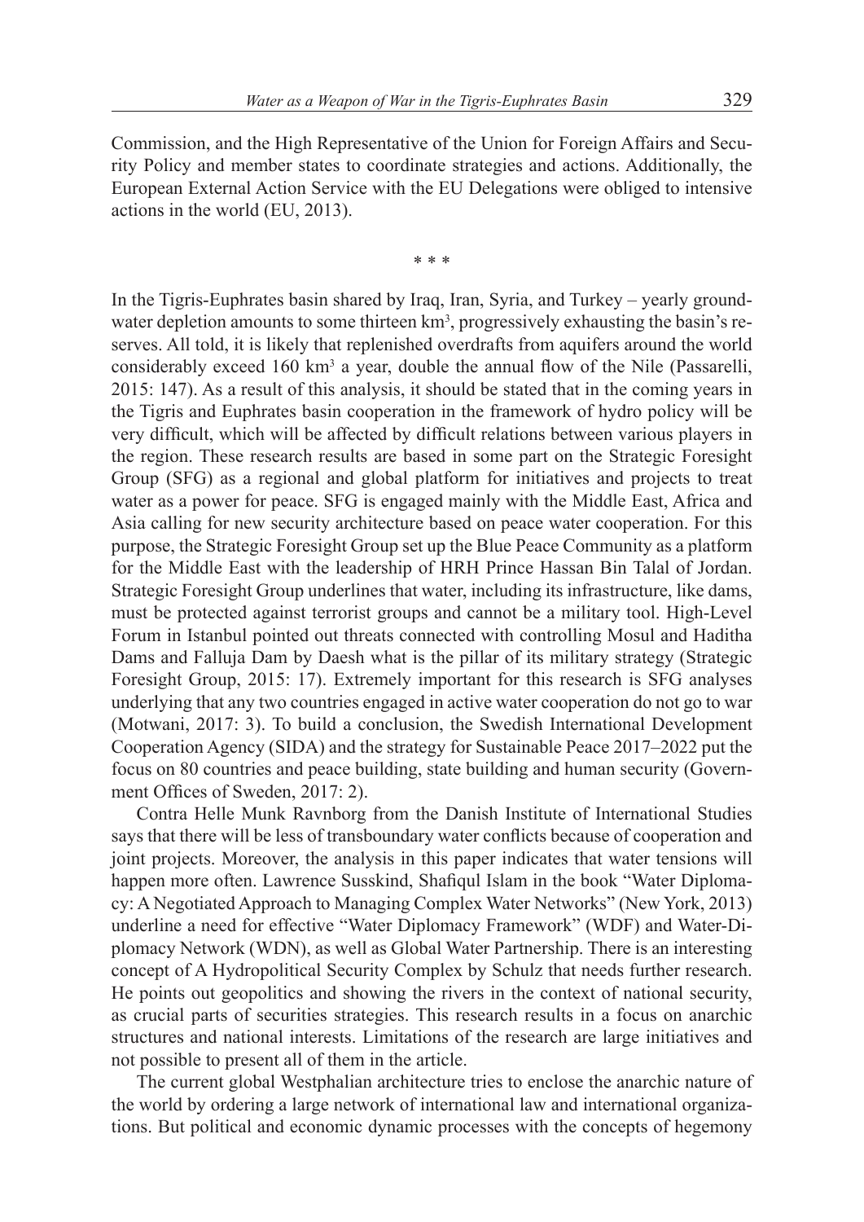Commission, and the High Representative of the Union for Foreign Affairs and Security Policy and member states to coordinate strategies and actions. Additionally, the European External Action Service with the EU Delegations were obliged to intensive actions in the world (EU, 2013).

\* \* \*

In the Tigris-Euphrates basin shared by Iraq, Iran, Syria, and Turkey – yearly groundwater depletion amounts to some thirteen km$^3$, progressively exhausting the basin's reserves. All told, it is likely that replenished overdrafts from aquifers around the world considerably exceed 160 km$^3$ a year, double the annual flow of the Nile (Passarelli, 2015: 147). As a result of this analysis, it should be stated that in the coming years in the Tigris and Euphrates basin cooperation in the framework of hydro policy will be very difficult, which will be affected by difficult relations between various players in the region. These research results are based in some part on the Strategic Foresight Group (SFG) as a regional and global platform for initiatives and projects to treat water as a power for peace. SFG is engaged mainly with the Middle East, Africa and Asia calling for new security architecture based on peace water cooperation. For this purpose, the Strategic Foresight Group set up the Blue Peace Community as a platform for the Middle East with the leadership of HRH Prince Hassan Bin Talal of Jordan. Strategic Foresight Group underlines that water, including its infrastructure, like dams, must be protected against terrorist groups and cannot be a military tool. High-Level Forum in Istanbul pointed out threats connected with controlling Mosul and Haditha Dams and Falluja Dam by Daesh what is the pillar of its military strategy (Strategic Foresight Group, 2015: 17). Extremely important for this research is SFG analyses underlying that any two countries engaged in active water cooperation do not go to war (Motwani, 2017: 3). To build a conclusion, the Swedish International Development Cooperation Agency (SIDA) and the strategy for Sustainable Peace 2017–2022 put the focus on 80 countries and peace building, state building and human security (Government Offices of Sweden, 2017: 2).

Contra Helle Munk Ravnborg from the Danish Institute of International Studies says that there will be less of transboundary water conflicts because of cooperation and joint projects. Moreover, the analysis in this paper indicates that water tensions will happen more often. Lawrence Susskind, Shafiqul Islam in the book "Water Diplomacy: A Negotiated Approach to Managing Complex Water Networks" (New York, 2013) underline a need for effective "Water Diplomacy Framework" (WDF) and Water-Diplomacy Network (WDN), as well as Global Water Partnership. There is an interesting concept of A Hydropolitical Security Complex by Schulz that needs further research. He points out geopolitics and showing the rivers in the context of national security, as crucial parts of securities strategies. This research results in a focus on anarchic structures and national interests. Limitations of the research are large initiatives and not possible to present all of them in the article.

The current global Westphalian architecture tries to enclose the anarchic nature of the world by ordering a large network of international law and international organizations. But political and economic dynamic processes with the concepts of hegemony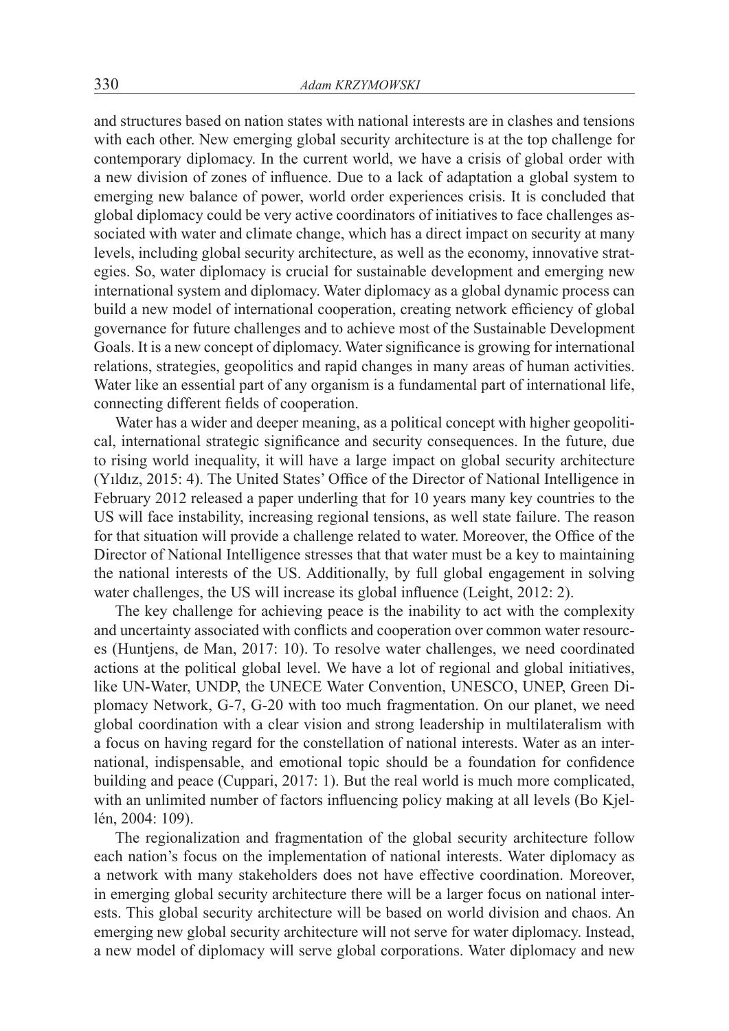and structures based on nation states with national interests are in clashes and tensions with each other. New emerging global security architecture is at the top challenge for contemporary diplomacy. In the current world, we have a crisis of global order with a new division of zones of influence. Due to a lack of adaptation a global system to emerging new balance of power, world order experiences crisis. It is concluded that global diplomacy could be very active coordinators of initiatives to face challenges associated with water and climate change, which has a direct impact on security at many levels, including global security architecture, as well as the economy, innovative strategies. So, water diplomacy is crucial for sustainable development and emerging new international system and diplomacy. Water diplomacy as a global dynamic process can build a new model of international cooperation, creating network efficiency of global governance for future challenges and to achieve most of the Sustainable Development Goals. It is a new concept of diplomacy. Water significance is growing for international relations, strategies, geopolitics and rapid changes in many areas of human activities. Water like an essential part of any organism is a fundamental part of international life, connecting different fields of cooperation.

Water has a wider and deeper meaning, as a political concept with higher geopolitical, international strategic significance and security consequences. In the future, due to rising world inequality, it will have a large impact on global security architecture (Yıldız, 2015: 4). The United States' Office of the Director of National Intelligence in February 2012 released a paper underling that for 10 years many key countries to the US will face instability, increasing regional tensions, as well state failure. The reason for that situation will provide a challenge related to water. Moreover, the Office of the Director of National Intelligence stresses that that water must be a key to maintaining the national interests of the US. Additionally, by full global engagement in solving water challenges, the US will increase its global influence (Leight, 2012: 2).

The key challenge for achieving peace is the inability to act with the complexity and uncertainty associated with conflicts and cooperation over common water resources (Huntjens, de Man, 2017: 10). To resolve water challenges, we need coordinated actions at the political global level. We have a lot of regional and global initiatives, like UN-Water, UNDP, the UNECE Water Convention, UNESCO, UNEP, Green Diplomacy Network, G-7, G-20 with too much fragmentation. On our planet, we need global coordination with a clear vision and strong leadership in multilateralism with a focus on having regard for the constellation of national interests. Water as an international, indispensable, and emotional topic should be a foundation for confidence building and peace (Cuppari, 2017: 1). But the real world is much more complicated, with an unlimited number of factors influencing policy making at all levels (Bo Kjellén, 2004: 109).

The regionalization and fragmentation of the global security architecture follow each nation's focus on the implementation of national interests. Water diplomacy as a network with many stakeholders does not have effective coordination. Moreover, in emerging global security architecture there will be a larger focus on national interests. This global security architecture will be based on world division and chaos. An emerging new global security architecture will not serve for water diplomacy. Instead, a new model of diplomacy will serve global corporations. Water diplomacy and new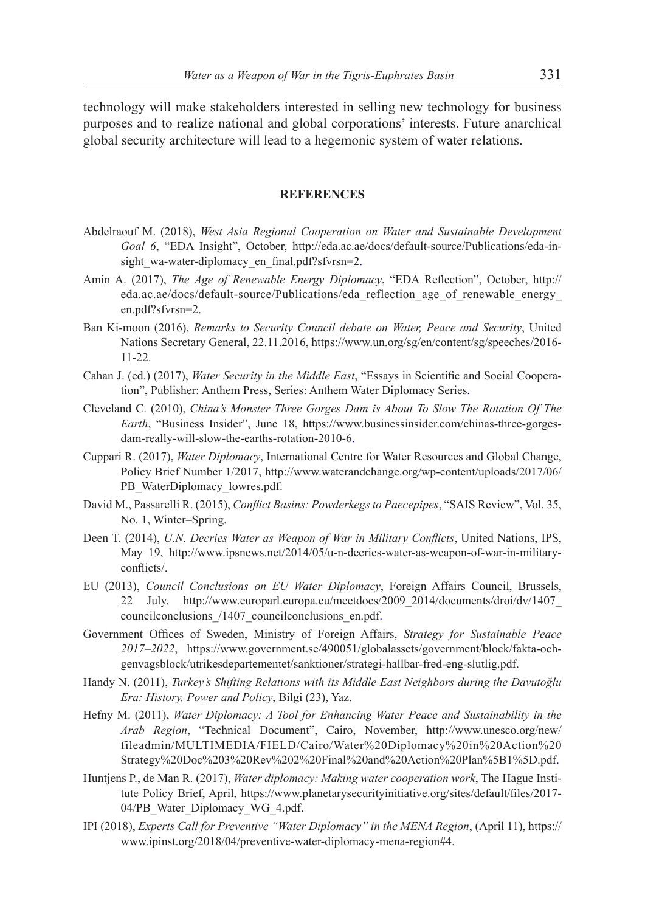technology will make stakeholders interested in selling new technology for business purposes and to realize national and global corporations' interests. Future anarchical global security architecture will lead to a hegemonic system of water relations.

## REFERENCES

Abdelraouf M. (2018), *West Asia Regional Cooperation on Water and Sustainable Development Goal 6*, "EDA Insight", October, http://eda.ac.ae/docs/default-source/Publications/eda-insight_wa-water-diplomacy_en_final.pdf?sfvrsn=2.

Amin A. (2017), *The Age of Renewable Energy Diplomacy*, "EDA Reflection", October, http://eda.ac.ae/docs/default-source/Publications/eda_reflection_age_of_renewable_energy_en.pdf?sfvrsn=2.

Ban Ki-moon (2016), *Remarks to Security Council debate on Water, Peace and Security*, United Nations Secretary General, 22.11.2016, https://www.un.org/sg/en/content/sg/speeches/2016-11-22.

Cahan J. (ed.) (2017), *Water Security in the Middle East*, "Essays in Scientific and Social Cooperation", Publisher: Anthem Press, Series: Anthem Water Diplomacy Series.

Cleveland C. (2010), *China's Monster Three Gorges Dam is About To Slow The Rotation Of The Earth*, "Business Insider", June 18, https://www.businessinsider.com/chinas-three-gorges-dam-really-will-slow-the-earths-rotation-2010-6.

Cuppari R. (2017), *Water Diplomacy*, International Centre for Water Resources and Global Change, Policy Brief Number 1/2017, http://www.waterandchange.org/wp-content/uploads/2017/06/PB_WaterDiplomacy_lowres.pdf.

David M., Passarelli R. (2015), *Conflict Basins: Powderkegs to Paecepipes*, "SAIS Review", Vol. 35, No. 1, Winter–Spring.

Deen T. (2014), *U.N. Decries Water as Weapon of War in Military Conflicts*, United Nations, IPS, May 19, http://www.ipsnews.net/2014/05/u-n-decries-water-as-weapon-of-war-in-military-conflicts/.

EU (2013), *Council Conclusions on EU Water Diplomacy*, Foreign Affairs Council, Brussels, 22 July, http://www.europarl.europa.eu/meetdocs/2009_2014/documents/droi/dv/1407_councilconclusions_/1407_councilconclusions_en.pdf.

Government Offices of Sweden, Ministry of Foreign Affairs, *Strategy for Sustainable Peace 2017–2022*, https://www.government.se/490051/globalassets/government/block/fakta-och-genvagsblock/utrikesdepartementet/sanktioner/strategi-hallbar-fred-eng-slutlig.pdf.

Handy N. (2011), *Turkey's Shifting Relations with its Middle East Neighbors during the Davutoğlu Era: History, Power and Policy*, Bilgi (23), Yaz.

Hefny M. (2011), *Water Diplomacy: A Tool for Enhancing Water Peace and Sustainability in the Arab Region*, "Technical Document", Cairo, November, http://www.unesco.org/new/fileadmin/MULTIMEDIA/FIELD/Cairo/Water%20Diplomacy%20in%20Action%20Strategy%20Doc%203%20Rev%202%20Final%20and%20Action%20Plan%5B1%5D.pdf.

Huntjens P., de Man R. (2017), *Water diplomacy: Making water cooperation work*, The Hague Institute Policy Brief, April, https://www.planetarysecurityinitiative.org/sites/default/files/2017-04/PB_Water_Diplomacy_WG_4.pdf.

IPI (2018), *Experts Call for Preventive "Water Diplomacy" in the MENA Region*, (April 11), https://www.ipinst.org/2018/04/preventive-water-diplomacy-mena-region#4.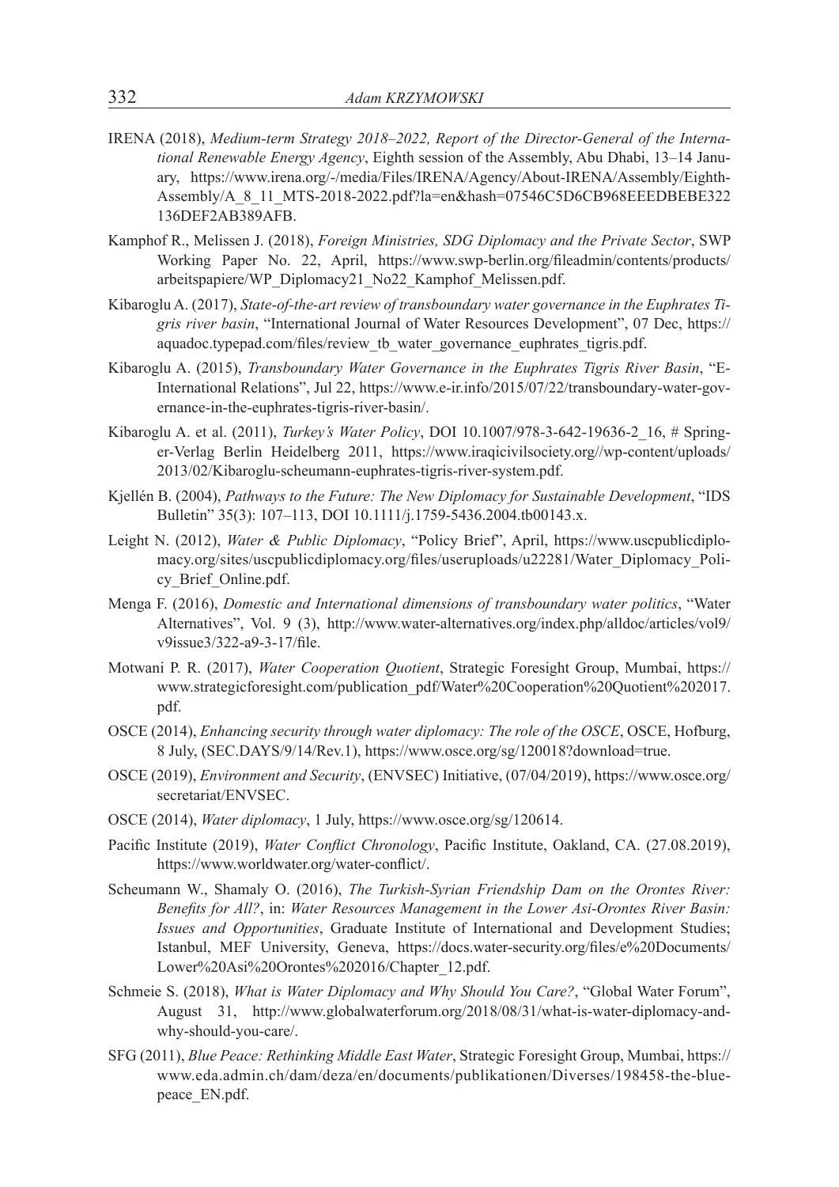IRENA (2018), *Medium-term Strategy 2018–2022, Report of the Director-General of the International Renewable Energy Agency*, Eighth session of the Assembly, Abu Dhabi, 13–14 January, https://www.irena.org/-/media/Files/IRENA/Agency/About-IRENA/Assembly/Eighth-Assembly/A_8_11_MTS-2018-2022.pdf?la=en&hash=07546C5D6CB968EEEDBEBE322136DEF2AB389AFB.

Kamphof R., Melissen J. (2018), *Foreign Ministries, SDG Diplomacy and the Private Sector*, SWP Working Paper No. 22, April, https://www.swp-berlin.org/fileadmin/contents/products/arbeitspapiere/WP_Diplomacy21_No22_Kamphof_Melissen.pdf.

Kibaroglu A. (2017), *State-of-the-art review of transboundary water governance in the Euphrates Tigris river basin*, "International Journal of Water Resources Development", 07 Dec, https://aquadoc.typepad.com/files/review_tb_water_governance_euphrates_tigris.pdf.

Kibaroglu A. (2015), *Transboundary Water Governance in the Euphrates Tigris River Basin*, "E-International Relations", Jul 22, https://www.e-ir.info/2015/07/22/transboundary-water-governance-in-the-euphrates-tigris-river-basin/.

Kibaroglu A. et al. (2011), *Turkey's Water Policy*, DOI 10.1007/978-3-642-19636-2_16, # Springer-Verlag Berlin Heidelberg 2011, https://www.iraqicivilsociety.org//wp-content/uploads/2013/02/Kibaroglu-scheumann-euphrates-tigris-river-system.pdf.

Kjellén B. (2004), *Pathways to the Future: The New Diplomacy for Sustainable Development*, "IDS Bulletin" 35(3): 107–113, DOI 10.1111/j.1759-5436.2004.tb00143.x.

Leight N. (2012), *Water & Public Diplomacy*, "Policy Brief", April, https://www.uscpublicdiplomacy.org/sites/uscpublicdiplomacy.org/files/useruploads/u22281/Water_Diplomacy_Policy_Brief_Online.pdf.

Menga F. (2016), *Domestic and International dimensions of transboundary water politics*, "Water Alternatives", Vol. 9 (3), http://www.water-alternatives.org/index.php/alldoc/articles/vol9/v9issue3/322-a9-3-17/file.

Motwani P. R. (2017), *Water Cooperation Quotient*, Strategic Foresight Group, Mumbai, https://www.strategicforesight.com/publication_pdf/Water%20Cooperation%20Quotient%202017.pdf.

OSCE (2014), *Enhancing security through water diplomacy: The role of the OSCE*, OSCE, Hofburg, 8 July, (SEC.DAYS/9/14/Rev.1), https://www.osce.org/sg/120018?download=true.

OSCE (2019), *Environment and Security*, (ENVSEC) Initiative, (07/04/2019), https://www.osce.org/secretariat/ENVSEC.

OSCE (2014), *Water diplomacy*, 1 July, https://www.osce.org/sg/120614.

Pacific Institute (2019), *Water Conflict Chronology*, Pacific Institute, Oakland, CA. (27.08.2019), https://www.worldwater.org/water-conflict/.

Scheumann W., Shamaly O. (2016), *The Turkish-Syrian Friendship Dam on the Orontes River: Benefits for All?*, in: *Water Resources Management in the Lower Asi-Orontes River Basin: Issues and Opportunities*, Graduate Institute of International and Development Studies; Istanbul, MEF University, Geneva, https://docs.water-security.org/files/e%20Documents/Lower%20Asi%20Orontes%202016/Chapter_12.pdf.

Schmeie S. (2018), *What is Water Diplomacy and Why Should You Care?*, "Global Water Forum", August 31, http://www.globalwaterforum.org/2018/08/31/what-is-water-diplomacy-and-why-should-you-care/.

SFG (2011), *Blue Peace: Rethinking Middle East Water*, Strategic Foresight Group, Mumbai, https://www.eda.admin.ch/dam/deza/en/documents/publikationen/Diverses/198458-the-blue-peace_EN.pdf.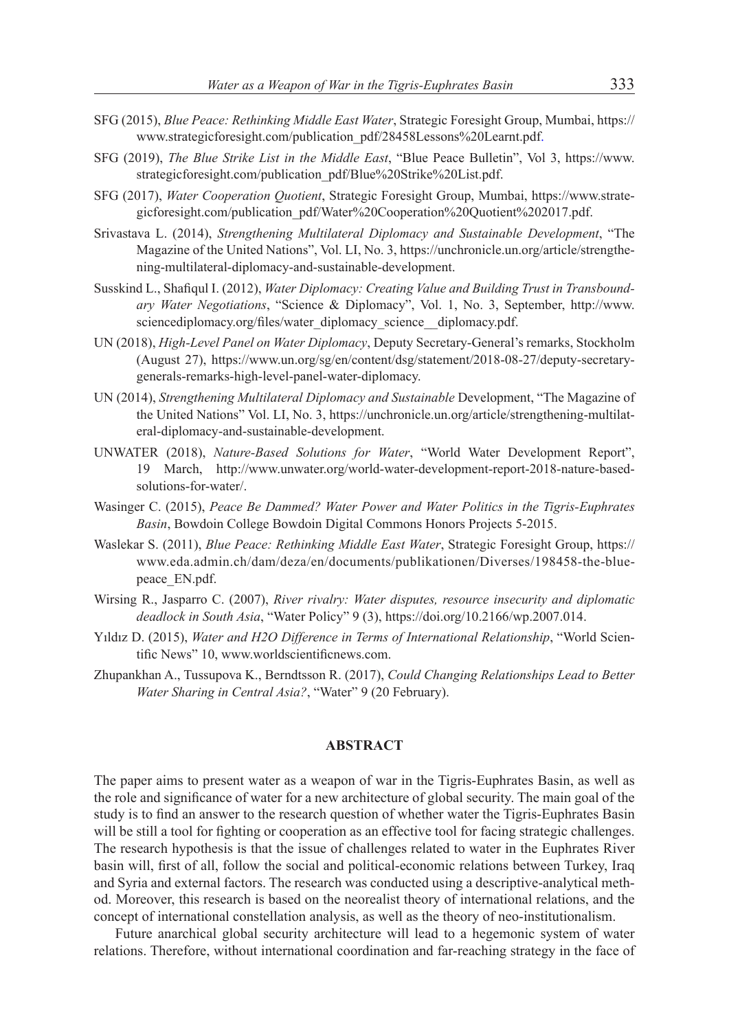SFG (2015), *Blue Peace: Rethinking Middle East Water*, Strategic Foresight Group, Mumbai, https://www.strategicforesight.com/publication_pdf/28458Lessons%20Learnt.pdf.

SFG (2019), *The Blue Strike List in the Middle East*, "Blue Peace Bulletin", Vol 3, https://www.strategicforesight.com/publication_pdf/Blue%20Strike%20List.pdf.

SFG (2017), *Water Cooperation Quotient*, Strategic Foresight Group, Mumbai, https://www.strategicforesight.com/publication_pdf/Water%20Cooperation%20Quotient%202017.pdf.

Srivastava L. (2014), *Strengthening Multilateral Diplomacy and Sustainable Development*, "The Magazine of the United Nations", Vol. LI, No. 3, https://unchronicle.un.org/article/strengthening-multilateral-diplomacy-and-sustainable-development.

Susskind L., Shafiqul I. (2012), *Water Diplomacy: Creating Value and Building Trust in Transboundary Water Negotiations*, "Science & Diplomacy", Vol. 1, No. 3, September, http://www.sciencediplomacy.org/files/water_diplomacy_science__diplomacy.pdf.

UN (2018), *High-Level Panel on Water Diplomacy*, Deputy Secretary-General's remarks, Stockholm (August 27), https://www.un.org/sg/en/content/dsg/statement/2018-08-27/deputy-secretary-generals-remarks-high-level-panel-water-diplomacy.

UN (2014), *Strengthening Multilateral Diplomacy and Sustainable* Development, "The Magazine of the United Nations" Vol. LI, No. 3, https://unchronicle.un.org/article/strengthening-multilateral-diplomacy-and-sustainable-development.

UNWATER (2018), *Nature-Based Solutions for Water*, "World Water Development Report", 19 March, http://www.unwater.org/world-water-development-report-2018-nature-based-solutions-for-water/.

Wasinger C. (2015), *Peace Be Dammed? Water Power and Water Politics in the Tigris-Euphrates Basin*, Bowdoin College Bowdoin Digital Commons Honors Projects 5-2015.

Waslekar S. (2011), *Blue Peace: Rethinking Middle East Water*, Strategic Foresight Group, https://www.eda.admin.ch/dam/deza/en/documents/publikationen/Diverses/198458-the-blue-peace_EN.pdf.

Wirsing R., Jasparro C. (2007), *River rivalry: Water disputes, resource insecurity and diplomatic deadlock in South Asia*, "Water Policy" 9 (3), https://doi.org/10.2166/wp.2007.014.

Yıldız D. (2015), *Water and H2O Difference in Terms of International Relationship*, "World Scientific News" 10, www.worldscientificnews.com.

Zhupankhan A., Tussupova K., Berndtsson R. (2017), *Could Changing Relationships Lead to Better Water Sharing in Central Asia?*, "Water" 9 (20 February).

## ABSTRACT

The paper aims to present water as a weapon of war in the Tigris-Euphrates Basin, as well as the role and significance of water for a new architecture of global security. The main goal of the study is to find an answer to the research question of whether water the Tigris-Euphrates Basin will be still a tool for fighting or cooperation as an effective tool for facing strategic challenges. The research hypothesis is that the issue of challenges related to water in the Euphrates River basin will, first of all, follow the social and political-economic relations between Turkey, Iraq and Syria and external factors. The research was conducted using a descriptive-analytical method. Moreover, this research is based on the neorealist theory of international relations, and the concept of international constellation analysis, as well as the theory of neo-institutionalism.

Future anarchical global security architecture will lead to a hegemonic system of water relations. Therefore, without international coordination and far-reaching strategy in the face of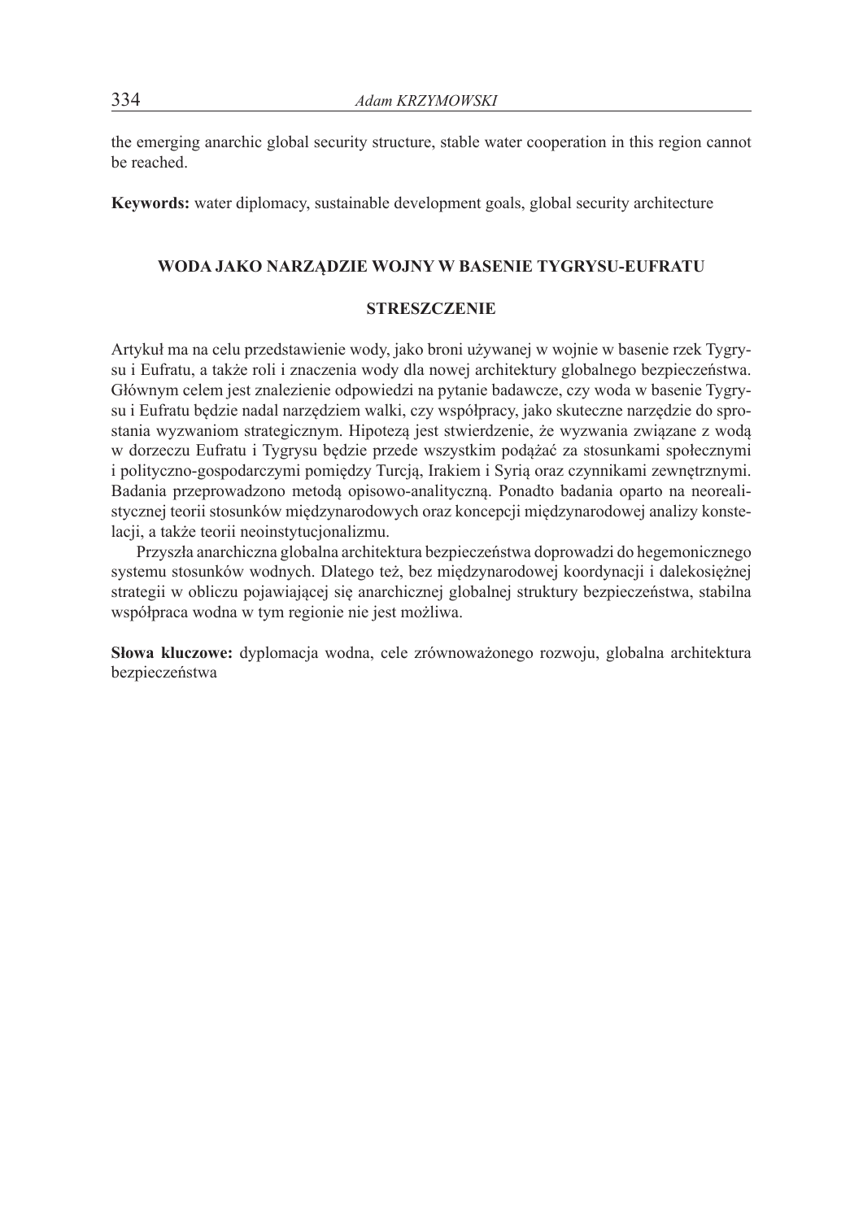the emerging anarchic global security structure, stable water cooperation in this region cannot be reached.

**Keywords:** water diplomacy, sustainable development goals, global security architecture

## WODA JAKO NARZĄDZIE WOJNY W BASENIE TYGRYSU-EUFRATU

### STRESZCZENIE

Artykuł ma na celu przedstawienie wody, jako broni używanej w wojnie w basenie rzek Tygrysu i Eufratu, a także roli i znaczenia wody dla nowej architektury globalnego bezpieczeństwa. Głównym celem jest znalezienie odpowiedzi na pytanie badawcze, czy woda w basenie Tygrysu i Eufratu będzie nadal narzędziem walki, czy współpracy, jako skuteczne narzędzie do sprostania wyzwaniom strategicznym. Hipotezą jest stwierdzenie, że wyzwania związane z wodą w dorzeczu Eufratu i Tygrysu będzie przede wszystkim podążać za stosunkami społecznymi i polityczno-gospodarczymi pomiędzy Turcją, Irakiem i Syrią oraz czynnikami zewnętrznymi. Badania przeprowadzono metodą opisowo-analityczną. Ponadto badania oparto na neorealistycznej teorii stosunków międzynarodowych oraz koncepcji międzynarodowej analizy konstelacji, a także teorii neoinstytucjonalizmu.

Przyszła anarchiczna globalna architektura bezpieczeństwa doprowadzi do hegemonicznego systemu stosunków wodnych. Dlatego też, bez międzynarodowej koordynacji i dalekosiężnej strategii w obliczu pojawiającej się anarchicznej globalnej struktury bezpieczeństwa, stabilna współpraca wodna w tym regionie nie jest możliwa.

**Słowa kluczowe:** dyplomacja wodna, cele zrównoważonego rozwoju, globalna architektura bezpieczeństwa